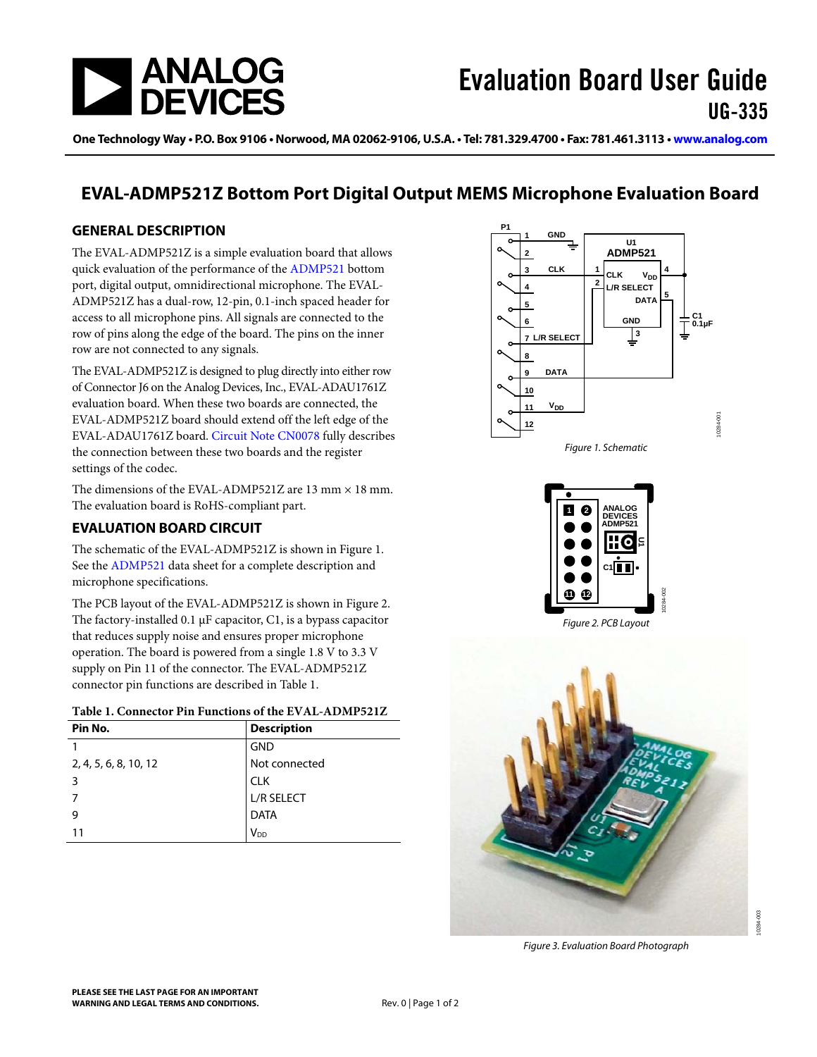# Evaluation Board User Guide

## UG-335

One Technology Way • P.O. Box 9106 • Norwood, MA 02062-9106, U.S.A. • Tel: 781.329.4700 • Fax: 781.461.3113 • www.analog.com

# EVAL-ADMP521Z Bottom Port Digital Output MEMS Microphone Evaluation Board

## GENERAL DESCRIPTION

The EVAL-ADMP521Z is a simple evaluation board that allows quick evaluation of the performance of the ADMP521 bottom port, digital output, omnidirectional microphone. The EVAL-ADMP521Z has a dual-row, 12-pin, 0.1-inch spaced header for access to all microphone pins. All signals are connected to the row of pins along the edge of the board. The pins on the inner row are not connected to any signals.

The EVAL-ADMP521Z is designed to plug directly into either row of Connector J6 on the Analog Devices, Inc., EVAL-ADAU1761Z evaluation board. When these two boards are connected, the EVAL-ADMP521Z board should extend off the left edge of the EVAL-ADAU1761Z board. Circuit Note CN0078 fully describes the connection between these two boards and the register settings of the codec.

The dimensions of the EVAL-ADMP521Z are 13 mm × 18 mm. The evaluation board is RoHS-compliant part.

## EVALUATION BOARD CIRCUIT

The schematic of the EVAL-ADMP521Z is shown in Figure 1. See the ADMP521 data sheet for a complete description and microphone specifications.

The PCB layout of the EVAL-ADMP521Z is shown in Figure 2. The factory-installed 0.1 µF capacitor, C1, is a bypass capacitor that reduces supply noise and ensures proper microphone operation. The board is powered from a single 1.8 V to 3.3 V supply on Pin 11 of the connector. The EVAL-ADMP521Z connector pin functions are described in Table 1.

**Table 1. Connector Pin Functions of the EVAL-ADMP521Z**

| Pin No. | Description |
| --- | --- |
| 1 | GND |
| 2, 4, 5, 6, 8, 10, 12 | Not connected |
| 3 | CLK |
| 7 | L/R SELECT |
| 9 | DATA |
| 11 | $V_{DD}$ |

*Figure 1. Schematic*

*Figure 2. PCB Layout*

*Figure 3. Evaluation Board Photograph*

PLEASE SEE THE LAST PAGE FOR AN IMPORTANT WARNING AND LEGAL TERMS AND CONDITIONS.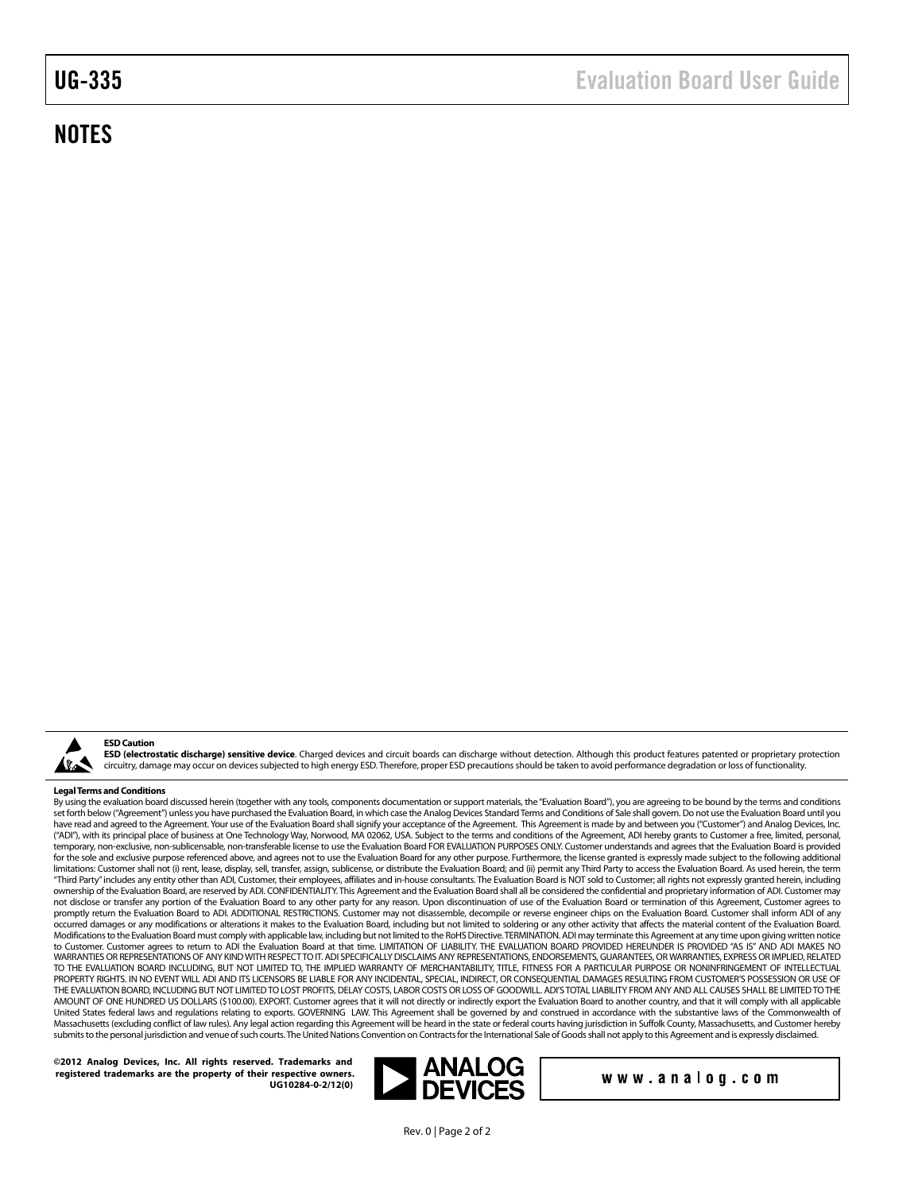# NOTES

**ESD Caution**

**ESD (electrostatic discharge) sensitive device**. Charged devices and circuit boards can discharge without detection. Although this product features patented or proprietary protection circuitry, damage may occur on devices subjected to high energy ESD. Therefore, proper ESD precautions should be taken to avoid performance degradation or loss of functionality.

**Legal Terms and Conditions**

By using the evaluation board discussed herein (together with any tools, components documentation or support materials, the "Evaluation Board"), you are agreeing to be bound by the terms and conditions set forth below ("Agreement") unless you have purchased the Evaluation Board, in which case the Analog Devices Standard Terms and Conditions of Sale shall govern. Do not use the Evaluation Board until you have read and agreed to the Agreement. Your use of the Evaluation Board shall signify your acceptance of the Agreement. This Agreement is made by and between you ("Customer") and Analog Devices, Inc. ("ADI"), with its principal place of business at One Technology Way, Norwood, MA 02062, USA. Subject to the terms and conditions of the Agreement, ADI hereby grants to Customer a free, limited, personal, temporary, non-exclusive, non-sublicensable, non-transferable license to use the Evaluation Board FOR EVALUATION PURPOSES ONLY. Customer understands and agrees that the Evaluation Board is provided for the sole and exclusive purpose referenced above, and agrees not to use the Evaluation Board for any other purpose. Furthermore, the license granted is expressly made subject to the following additional limitations: Customer shall not (i) rent, lease, display, sell, transfer, assign, sublicense, or distribute the Evaluation Board; and (ii) permit any Third Party to access the Evaluation Board. As used herein, the term "Third Party" includes any entity other than ADI, Customer, their employees, affiliates and in-house consultants. The Evaluation Board is NOT sold to Customer; all rights not expressly granted herein, including ownership of the Evaluation Board, are reserved by ADI. CONFIDENTIALITY. This Agreement and the Evaluation Board shall all be considered the confidential and proprietary information of ADI. Customer may not disclose or transfer any portion of the Evaluation Board to any other party for any reason. Upon discontinuation of use of the Evaluation Board or termination of this Agreement, Customer agrees to promptly return the Evaluation Board to ADI. ADDITIONAL RESTRICTIONS. Customer may not disassemble, decompile or reverse engineer chips on the Evaluation Board. Customer shall inform ADI of any occurred damages or any modifications or alterations it makes to the Evaluation Board, including but not limited to soldering or any other activity that affects the material content of the Evaluation Board. Modifications to the Evaluation Board must comply with applicable law, including but not limited to the RoHS Directive. TERMINATION. ADI may terminate this Agreement at any time upon giving written notice to Customer. Customer agrees to return to ADI the Evaluation Board at that time. LIMITATION OF LIABILITY. THE EVALUATION BOARD PROVIDED HEREUNDER IS PROVIDED "AS IS" AND ADI MAKES NO WARRANTIES OR REPRESENTATIONS OF ANY KIND WITH RESPECT TO IT. ADI SPECIFICALLY DISCLAIMS ANY REPRESENTATIONS, ENDORSEMENTS, GUARANTEES, OR WARRANTIES, EXPRESS OR IMPLIED, RELATED TO THE EVALUATION BOARD INCLUDING, BUT NOT LIMITED TO, THE IMPLIED WARRANTY OF MERCHANTABILITY, TITLE, FITNESS FOR A PARTICULAR PURPOSE OR NONINFRINGEMENT OF INTELLECTUAL PROPERTY RIGHTS. IN NO EVENT WILL ADI AND ITS LICENSORS BE LIABLE FOR ANY INCIDENTAL, SPECIAL, INDIRECT, OR CONSEQUENTIAL DAMAGES RESULTING FROM CUSTOMER'S POSSESSION OR USE OF THE EVALUATION BOARD, INCLUDING BUT NOT LIMITED TO LOST PROFITS, DELAY COSTS, LABOR COSTS OR LOSS OF GOODWILL. ADI'S TOTAL LIABILITY FROM ANY AND ALL CAUSES SHALL BE LIMITED TO THE AMOUNT OF ONE HUNDRED US DOLLARS ($100.00). EXPORT. Customer agrees that it will not directly or indirectly export the Evaluation Board to another country, and that it will comply with all applicable United States federal laws and regulations relating to exports. GOVERNING LAW. This Agreement shall be governed by and construed in accordance with the substantive laws of the Commonwealth of Massachusetts (excluding conflict of law rules). Any legal action regarding this Agreement will be heard in the state or federal courts having jurisdiction in Suffolk County, Massachusetts, and Customer hereby submits to the personal jurisdiction and venue of such courts. The United Nations Convention on Contracts for the International Sale of Goods shall not apply to this Agreement and is expressly disclaimed.

**©2012 Analog Devices, Inc. All rights reserved. Trademarks and registered trademarks are the property of their respective owners. UG10284-0-2/12(0)**

ANALOG DEVICES

www.analog.com